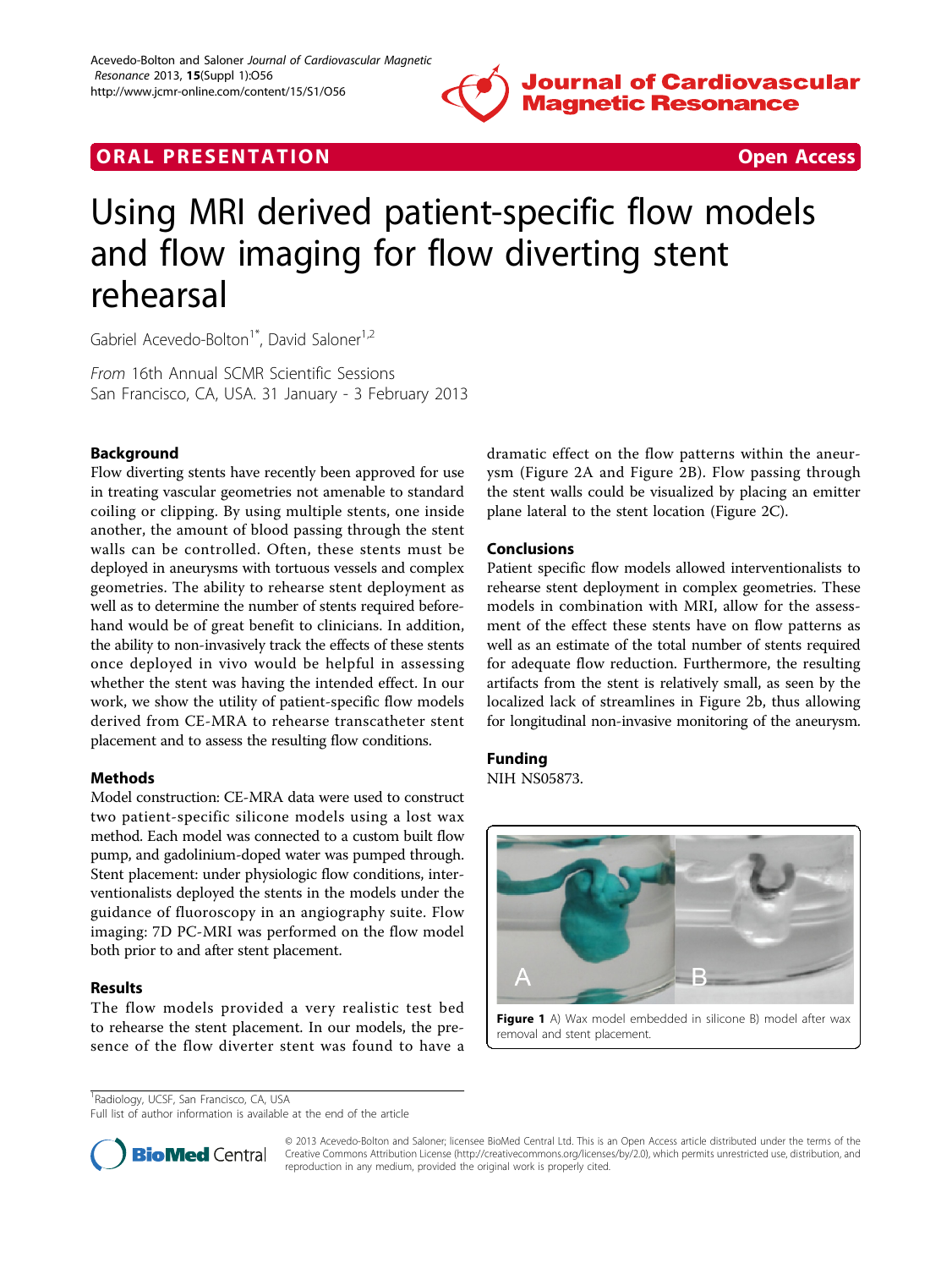ORAL PRESENTATION Open Access

# Using MRI derived patient-specific flow models and flow imaging for flow diverting stent rehearsal

Gabriel Acevedo-Bolton[1*], David Saloner[1,2]

*From* 16th Annual SCMR Scientific Sessions
San Francisco, CA, USA. 31 January - 3 February 2013

## Background

Flow diverting stents have recently been approved for use in treating vascular geometries not amenable to standard coiling or clipping. By using multiple stents, one inside another, the amount of blood passing through the stent walls can be controlled. Often, these stents must be deployed in aneurysms with tortuous vessels and complex geometries. The ability to rehearse stent deployment as well as to determine the number of stents required beforehand would be of great benefit to clinicians. In addition, the ability to non-invasively track the effects of these stents once deployed in vivo would be helpful in assessing whether the stent was having the intended effect. In our work, we show the utility of patient-specific flow models derived from CE-MRA to rehearse transcatheter stent placement and to assess the resulting flow conditions.

## Methods

Model construction: CE-MRA data were used to construct two patient-specific silicone models using a lost wax method. Each model was connected to a custom built flow pump, and gadolinium-doped water was pumped through. Stent placement: under physiologic flow conditions, interventionalists deployed the stents in the models under the guidance of fluoroscopy in an angiography suite. Flow imaging: 7D PC-MRI was performed on the flow model both prior to and after stent placement.

## Results

The flow models provided a very realistic test bed to rehearse the stent placement. In our models, the presence of the flow diverter stent was found to have a dramatic effect on the flow patterns within the aneurysm (Figure 2A and Figure 2B). Flow passing through the stent walls could be visualized by placing an emitter plane lateral to the stent location (Figure 2C).

## Conclusions

Patient specific flow models allowed interventionalists to rehearse stent deployment in complex geometries. These models in combination with MRI, allow for the assessment of the effect these stents have on flow patterns as well as an estimate of the total number of stents required for adequate flow reduction. Furthermore, the resulting artifacts from the stent is relatively small, as seen by the localized lack of streamlines in Figure 2b, thus allowing for longitudinal non-invasive monitoring of the aneurysm.

## Funding

NIH NS05873.

**Figure 1** A) Wax model embedded in silicone B) model after wax removal and stent placement.

[1]Radiology, UCSF, San Francisco, CA, USA
Full list of author information is available at the end of the article

© 2013 Acevedo-Bolton and Saloner; licensee BioMed Central Ltd. This is an Open Access article distributed under the terms of the Creative Commons Attribution License (http://creativecommons.org/licenses/by/2.0), which permits unrestricted use, distribution, and reproduction in any medium, provided the original work is properly cited.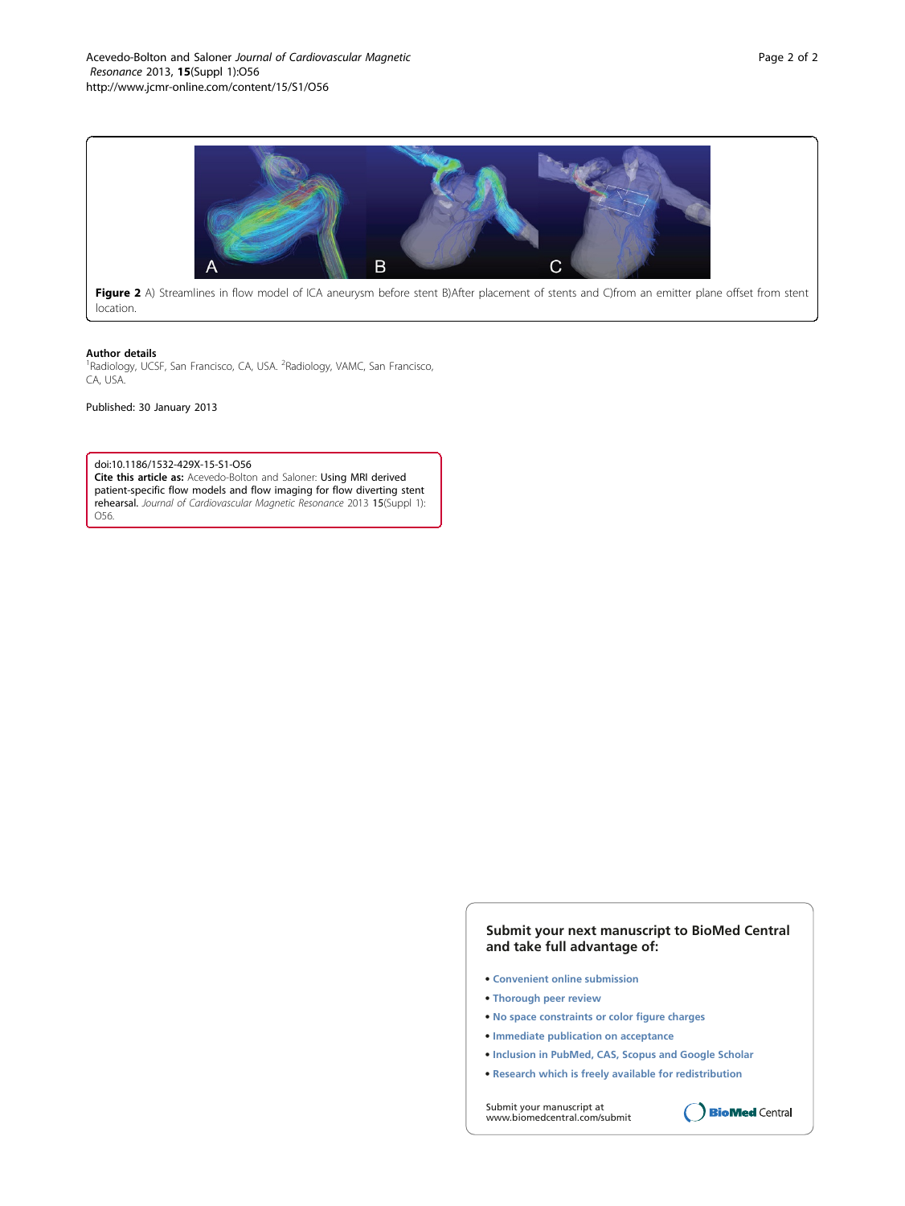A B C

**Figure 2** A) Streamlines in flow model of ICA aneurysm before stent B)After placement of stents and C)from an emitter plane offset from stent location.

**Author details**

[1]Radiology, UCSF, San Francisco, CA, USA. [2]Radiology, VAMC, San Francisco, CA, USA.

Published: 30 January 2013

doi:10.1186/1532-429X-15-S1-O56

**Cite this article as:** Acevedo-Bolton and Saloner: **Using MRI derived patient-specific flow models and flow imaging for flow diverting stent rehearsal.** *Journal of Cardiovascular Magnetic Resonance* 2013 **15**(Suppl 1): O56.

**Submit your next manuscript to BioMed Central and take full advantage of:**

- **Convenient online submission**
- **Thorough peer review**
- **No space constraints or color figure charges**
- **Immediate publication on acceptance**
- **Inclusion in PubMed, CAS, Scopus and Google Scholar**
- **Research which is freely available for redistribution**

Submit your manuscript at www.biomedcentral.com/submit

BioMed Central